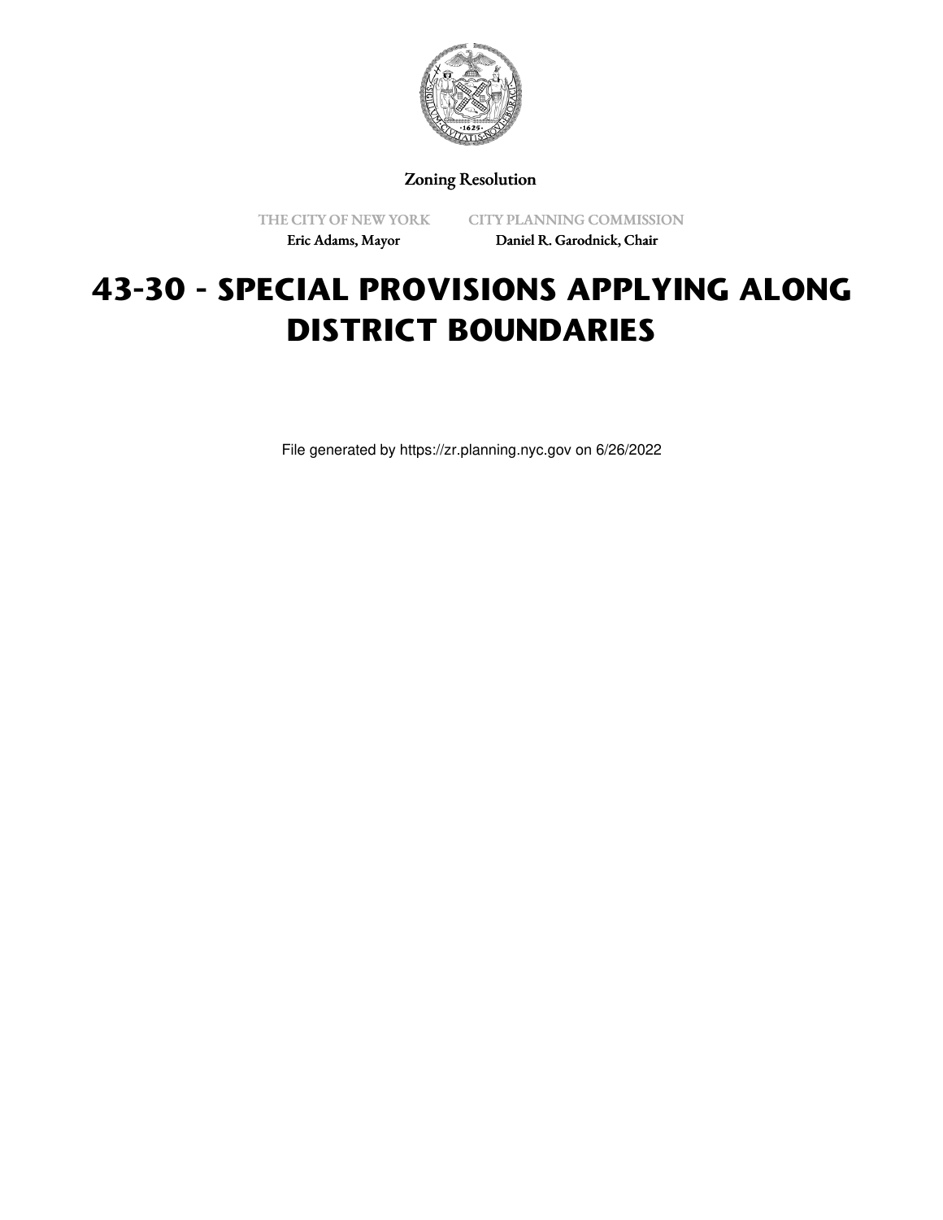Zoning Resolution

THE CITY OF NEW YORK
Eric Adams, Mayor

CITY PLANNING COMMISSION
Daniel R. Garodnick, Chair

# 43-30 - SPECIAL PROVISIONS APPLYING ALONG DISTRICT BOUNDARIES

File generated by https://zr.planning.nyc.gov on 6/26/2022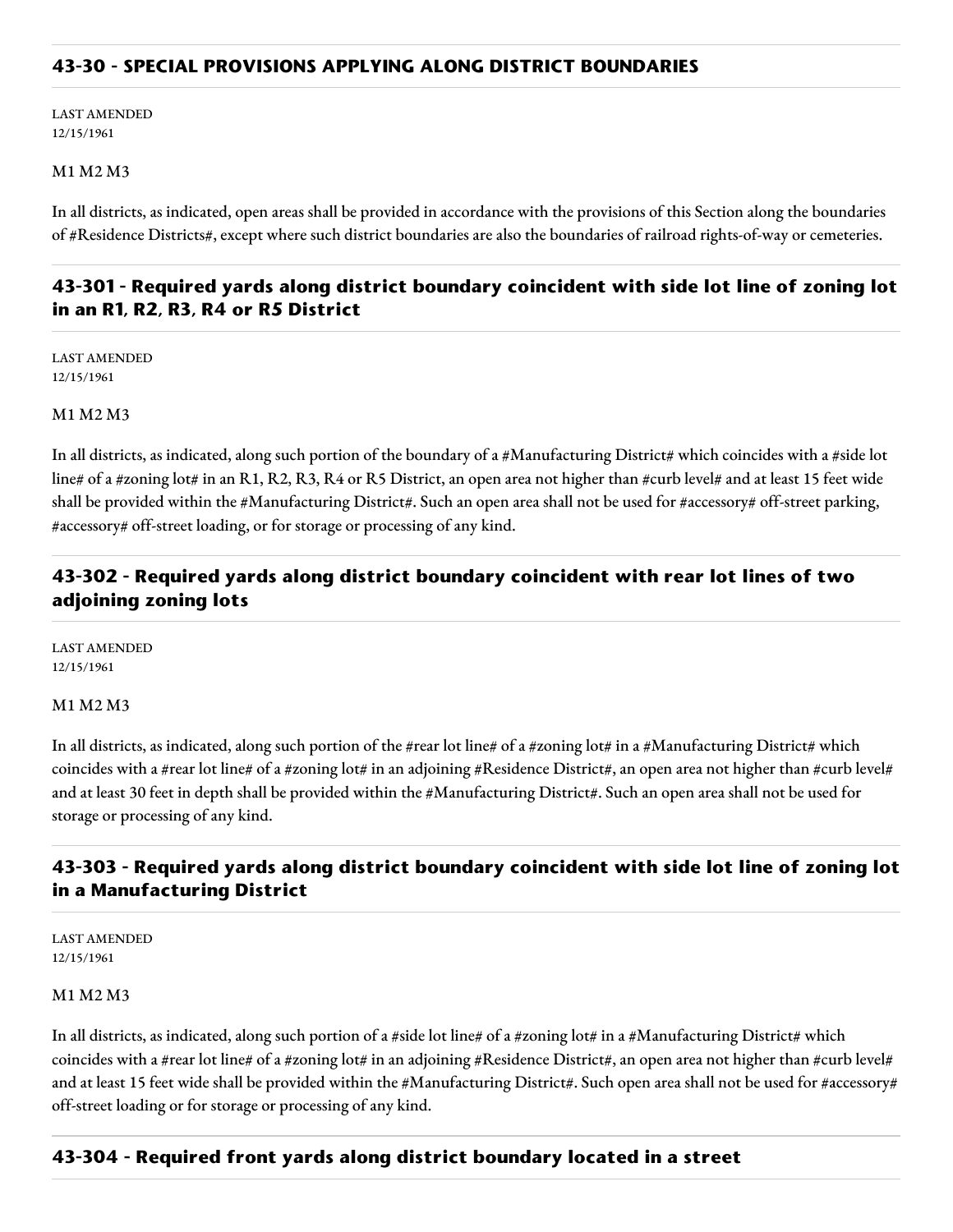## 43-30 - SPECIAL PROVISIONS APPLYING ALONG DISTRICT BOUNDARIES

LAST AMENDED
12/15/1961

M1 M2 M3

In all districts, as indicated, open areas shall be provided in accordance with the provisions of this Section along the boundaries of #Residence Districts#, except where such district boundaries are also the boundaries of railroad rights-of-way or cemeteries.

### 43-301 - Required yards along district boundary coincident with side lot line of zoning lot in an R1, R2, R3, R4 or R5 District

LAST AMENDED
12/15/1961

M1 M2 M3

In all districts, as indicated, along such portion of the boundary of a #Manufacturing District# which coincides with a #side lot line# of a #zoning lot# in an R1, R2, R3, R4 or R5 District, an open area not higher than #curb level# and at least 15 feet wide shall be provided within the #Manufacturing District#. Such an open area shall not be used for #accessory# off-street parking, #accessory# off-street loading, or for storage or processing of any kind.

### 43-302 - Required yards along district boundary coincident with rear lot lines of two adjoining zoning lots

LAST AMENDED
12/15/1961

M1 M2 M3

In all districts, as indicated, along such portion of the #rear lot line# of a #zoning lot# in a #Manufacturing District# which coincides with a #rear lot line# of a #zoning lot# in an adjoining #Residence District#, an open area not higher than #curb level# and at least 30 feet in depth shall be provided within the #Manufacturing District#. Such an open area shall not be used for storage or processing of any kind.

### 43-303 - Required yards along district boundary coincident with side lot line of zoning lot in a Manufacturing District

LAST AMENDED
12/15/1961

M1 M2 M3

In all districts, as indicated, along such portion of a #side lot line# of a #zoning lot# in a #Manufacturing District# which coincides with a #rear lot line# of a #zoning lot# in an adjoining #Residence District#, an open area not higher than #curb level# and at least 15 feet wide shall be provided within the #Manufacturing District#. Such open area shall not be used for #accessory# off-street loading or for storage or processing of any kind.

### 43-304 - Required front yards along district boundary located in a street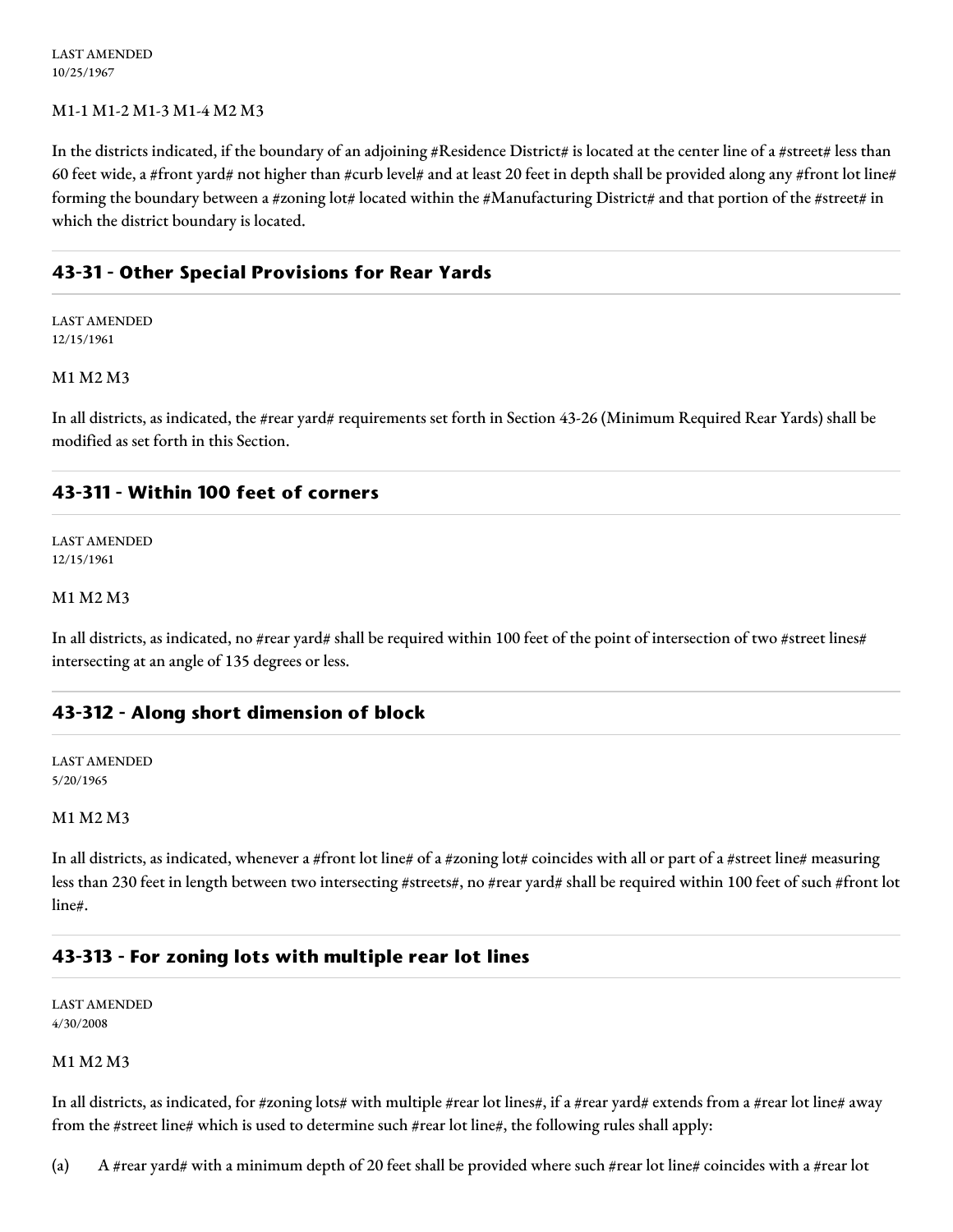LAST AMENDED
10/25/1967

M1-1 M1-2 M1-3 M1-4 M2 M3

In the districts indicated, if the boundary of an adjoining #Residence District# is located at the center line of a #street# less than 60 feet wide, a #front yard# not higher than #curb level# and at least 20 feet in depth shall be provided along any #front lot line# forming the boundary between a #zoning lot# located within the #Manufacturing District# and that portion of the #street# in which the district boundary is located.

## 43-31 - Other Special Provisions for Rear Yards

LAST AMENDED
12/15/1961

M1 M2 M3

In all districts, as indicated, the #rear yard# requirements set forth in Section 43-26 (Minimum Required Rear Yards) shall be modified as set forth in this Section.

## 43-311 - Within 100 feet of corners

LAST AMENDED
12/15/1961

M1 M2 M3

In all districts, as indicated, no #rear yard# shall be required within 100 feet of the point of intersection of two #street lines# intersecting at an angle of 135 degrees or less.

## 43-312 - Along short dimension of block

LAST AMENDED
5/20/1965

M1 M2 M3

In all districts, as indicated, whenever a #front lot line# of a #zoning lot# coincides with all or part of a #street line# measuring less than 230 feet in length between two intersecting #streets#, no #rear yard# shall be required within 100 feet of such #front lot line#.

## 43-313 - For zoning lots with multiple rear lot lines

LAST AMENDED
4/30/2008

M1 M2 M3

In all districts, as indicated, for #zoning lots# with multiple #rear lot lines#, if a #rear yard# extends from a #rear lot line# away from the #street line# which is used to determine such #rear lot line#, the following rules shall apply:

(a) A #rear yard# with a minimum depth of 20 feet shall be provided where such #rear lot line# coincides with a #rear lot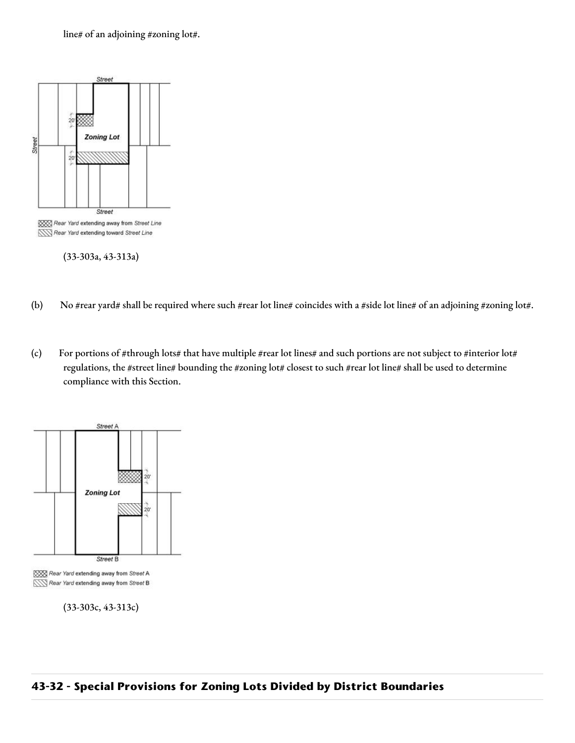line# of an adjoining #zoning lot#.

(33-303a, 43-313a)

(b) No #rear yard# shall be required where such #rear lot line# coincides with a #side lot line# of an adjoining #zoning lot#.

(c) For portions of #through lots# that have multiple #rear lot lines# and such portions are not subject to #interior lot# regulations, the #street line# bounding the #zoning lot# closest to such #rear lot line# shall be used to determine compliance with this Section.

(33-303c, 43-313c)

## 43-32 - Special Provisions for Zoning Lots Divided by District Boundaries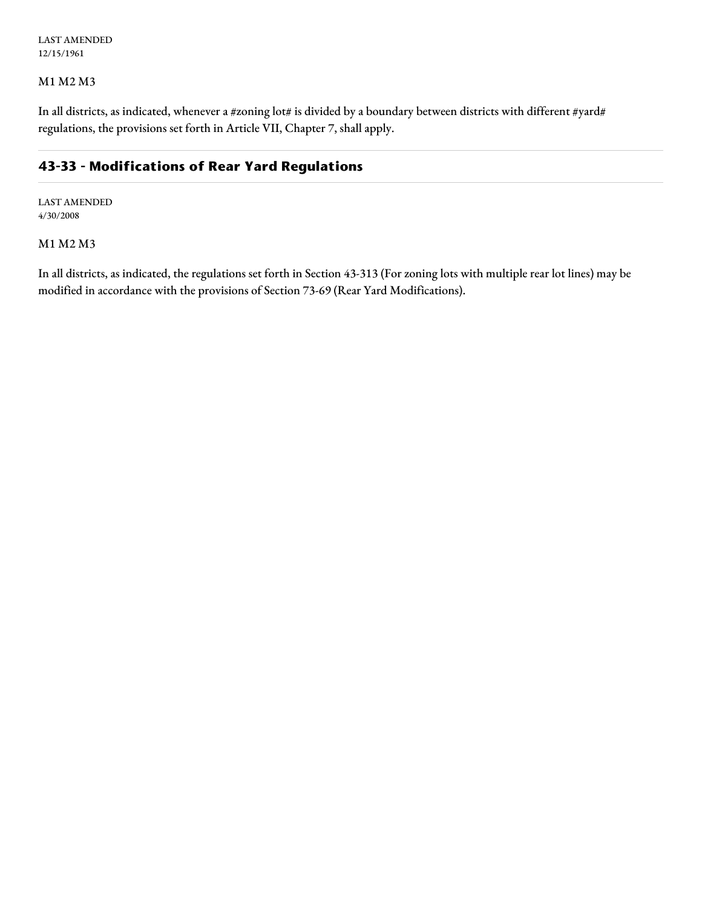LAST AMENDED
12/15/1961

M1 M2 M3

In all districts, as indicated, whenever a #zoning lot# is divided by a boundary between districts with different #yard# regulations, the provisions set forth in Article VII, Chapter 7, shall apply.

## 43-33 - Modifications of Rear Yard Regulations

LAST AMENDED
4/30/2008

M1 M2 M3

In all districts, as indicated, the regulations set forth in Section 43-313 (For zoning lots with multiple rear lot lines) may be modified in accordance with the provisions of Section 73-69 (Rear Yard Modifications).